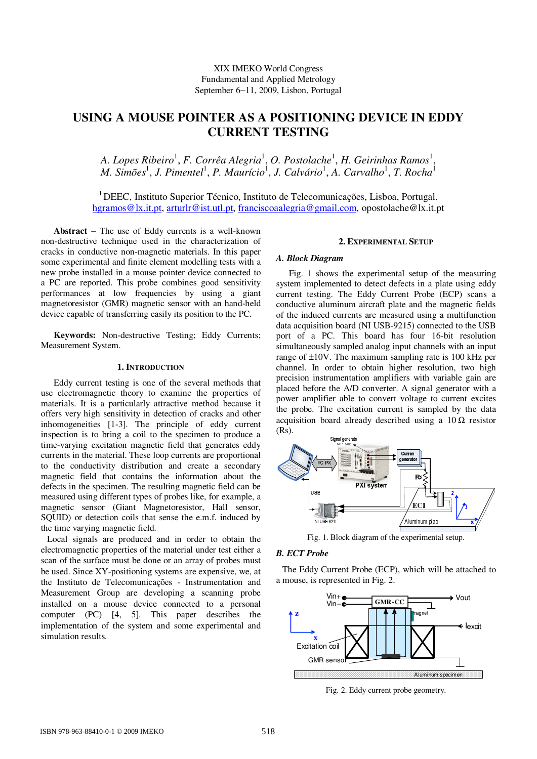XIX IMEKO World Congress
Fundamental and Applied Metrology
September 6−11, 2009, Lisbon, Portugal

# USING A MOUSE POINTER AS A POSITIONING DEVICE IN EDDY CURRENT TESTING

*A. Lopes Ribeiro*[1], *F. Corrêa Alegria*[1], *O. Postolache*[1], *H. Geirinhas Ramos*[1], *M. Simões*[1], *J. Pimentel*[1], *P. Maurício*[1], *J. Calvário*[1], *A. Carvalho*[1], *T. Rocha*[1]

[1] DEEC, Instituto Superior Técnico, Instituto de Telecomunicações, Lisboa, Portugal.
hgramos@lx.it.pt, arturlr@ist.utl.pt, franciscoaalegria@gmail.com, opostolache@lx.it.pt

**Abstract** − The use of Eddy currents is a well-known non-destructive technique used in the characterization of cracks in conductive non-magnetic materials. In this paper some experimental and finite element modelling tests with a new probe installed in a mouse pointer device connected to a PC are reported. This probe combines good sensitivity performances at low frequencies by using a giant magnetoresistor (GMR) magnetic sensor with an hand-held device capable of transferring easily its position to the PC.

**Keywords:** Non-destructive Testing; Eddy Currents; Measurement System.

## 1. INTRODUCTION

Eddy current testing is one of the several methods that use electromagnetic theory to examine the properties of materials. It is a particularly attractive method because it offers very high sensitivity in detection of cracks and other inhomogeneities [1-3]. The principle of eddy current inspection is to bring a coil to the specimen to produce a time-varying excitation magnetic field that generates eddy currents in the material. These loop currents are proportional to the conductivity distribution and create a secondary magnetic field that contains the information about the defects in the specimen. The resulting magnetic field can be measured using different types of probes like, for example, a magnetic sensor (Giant Magnetoresistor, Hall sensor, SQUID) or detection coils that sense the e.m.f. induced by the time varying magnetic field.

Local signals are produced and in order to obtain the electromagnetic properties of the material under test either a scan of the surface must be done or an array of probes must be used. Since XY-positioning systems are expensive, we, at the Instituto de Telecomunicações - Instrumentation and Measurement Group are developing a scanning probe installed on a mouse device connected to a personal computer (PC) [4, 5]. This paper describes the implementation of the system and some experimental and simulation results.

## 2. EXPERIMENTAL SETUP

### A. Block Diagram

Fig. 1 shows the experimental setup of the measuring system implemented to detect defects in a plate using eddy current testing. The Eddy Current Probe (ECP) scans a conductive aluminum aircraft plate and the magnetic fields of the induced currents are measured using a multifunction data acquisition board (NI USB-9215) connected to the USB port of a PC. This board has four 16-bit resolution simultaneously sampled analog input channels with an input range of ±10V. The maximum sampling rate is 100 kHz per channel. In order to obtain higher resolution, two high precision instrumentation amplifiers with variable gain are placed before the A/D converter. A signal generator with a power amplifier able to convert voltage to current excites the probe. The excitation current is sampled by the data acquisition board already described using a 10 Ω resistor (Rs).

Fig. 1. Block diagram of the experimental setup.

### B. ECT Probe

The Eddy Current Probe (ECP), which will be attached to a mouse, is represented in Fig. 2.

Fig. 2. Eddy current probe geometry.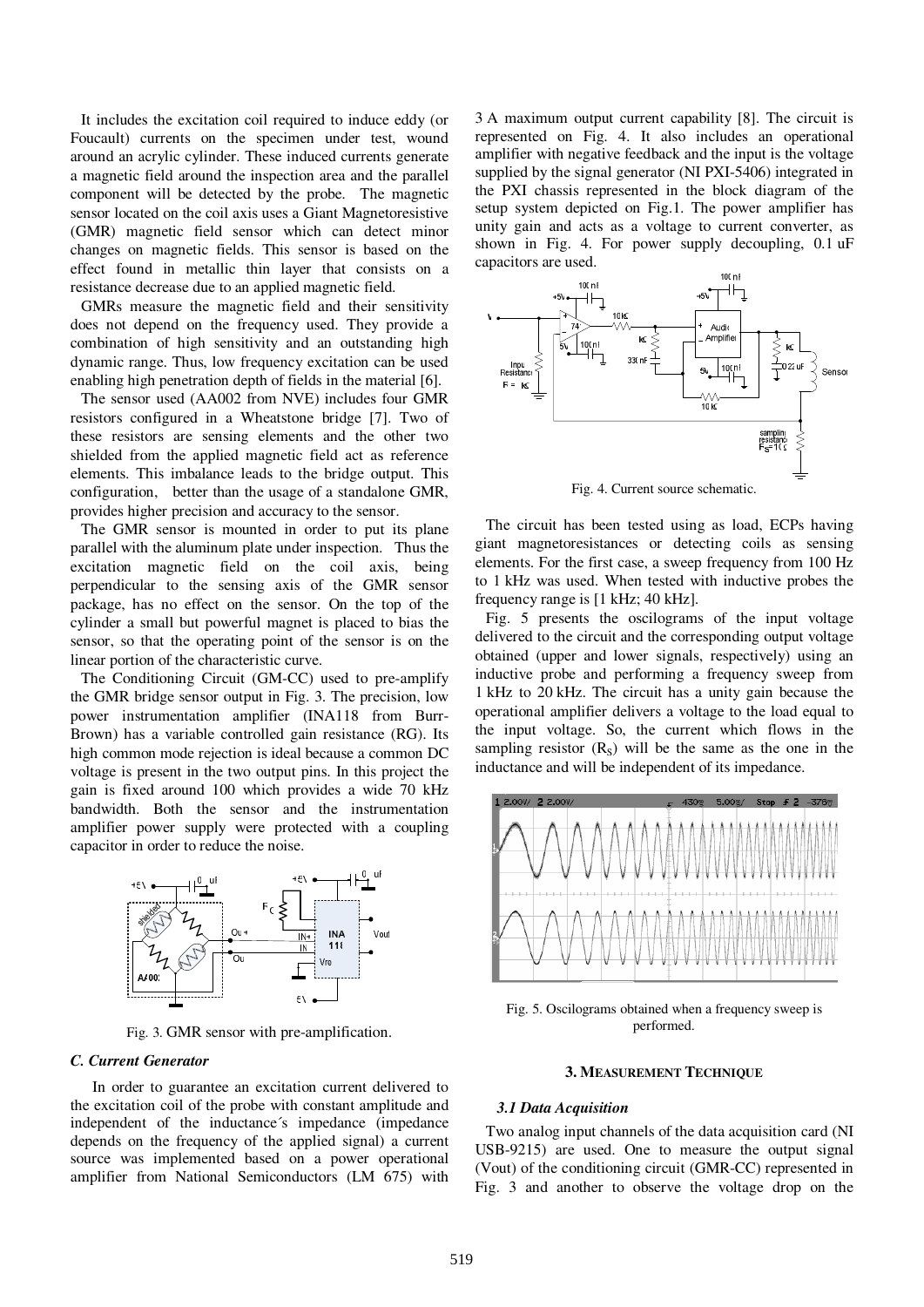It includes the excitation coil required to induce eddy (or Foucault) currents on the specimen under test, wound around an acrylic cylinder. These induced currents generate a magnetic field around the inspection area and the parallel component will be detected by the probe. The magnetic sensor located on the coil axis uses a Giant Magnetoresistive (GMR) magnetic field sensor which can detect minor changes on magnetic fields. This sensor is based on the effect found in metallic thin layer that consists on a resistance decrease due to an applied magnetic field.

GMRs measure the magnetic field and their sensitivity does not depend on the frequency used. They provide a combination of high sensitivity and an outstanding high dynamic range. Thus, low frequency excitation can be used enabling high penetration depth of fields in the material [6].

The sensor used (AA002 from NVE) includes four GMR resistors configured in a Wheatstone bridge [7]. Two of these resistors are sensing elements and the other two shielded from the applied magnetic field act as reference elements. This imbalance leads to the bridge output. This configuration, better than the usage of a standalone GMR, provides higher precision and accuracy to the sensor.

The GMR sensor is mounted in order to put its plane parallel with the aluminum plate under inspection. Thus the excitation magnetic field on the coil axis, being perpendicular to the sensing axis of the GMR sensor package, has no effect on the sensor. On the top of the cylinder a small but powerful magnet is placed to bias the sensor, so that the operating point of the sensor is on the linear portion of the characteristic curve.

The Conditioning Circuit (GM-CC) used to pre-amplify the GMR bridge sensor output in Fig. 3. The precision, low power instrumentation amplifier (INA118 from Burr-Brown) has a variable controlled gain resistance (RG). Its high common mode rejection is ideal because a common DC voltage is present in the two output pins. In this project the gain is fixed around 100 which provides a wide 70 kHz bandwidth. Both the sensor and the instrumentation amplifier power supply were protected with a coupling capacitor in order to reduce the noise.

Fig. 3. GMR sensor with pre-amplification.

### C. Current Generator

In order to guarantee an excitation current delivered to the excitation coil of the probe with constant amplitude and independent of the inductance´s impedance (impedance depends on the frequency of the applied signal) a current source was implemented based on a power operational amplifier from National Semiconductors (LM 675) with 3 A maximum output current capability [8]. The circuit is represented on Fig. 4. It also includes an operational amplifier with negative feedback and the input is the voltage supplied by the signal generator (NI PXI-5406) integrated in the PXI chassis represented in the block diagram of the setup system depicted on Fig.1. The power amplifier has unity gain and acts as a voltage to current converter, as shown in Fig. 4. For power supply decoupling, 0.1 uF capacitors are used.

Fig. 4. Current source schematic.

The circuit has been tested using as load, ECPs having giant magnetoresistances or detecting coils as sensing elements. For the first case, a sweep frequency from 100 Hz to 1 kHz was used. When tested with inductive probes the frequency range is [1 kHz; 40 kHz].

Fig. 5 presents the oscilograms of the input voltage delivered to the circuit and the corresponding output voltage obtained (upper and lower signals, respectively) using an inductive probe and performing a frequency sweep from 1 kHz to 20 kHz. The circuit has a unity gain because the operational amplifier delivers a voltage to the load equal to the input voltage. So, the current which flows in the sampling resistor ($R_S$) will be the same as the one in the inductance and will be independent of its impedance.

Fig. 5. Oscilograms obtained when a frequency sweep is performed.

## 3. Measurement Technique

### 3.1 Data Acquisition

Two analog input channels of the data acquisition card (NI USB-9215) are used. One to measure the output signal (Vout) of the conditioning circuit (GMR-CC) represented in Fig. 3 and another to observe the voltage drop on the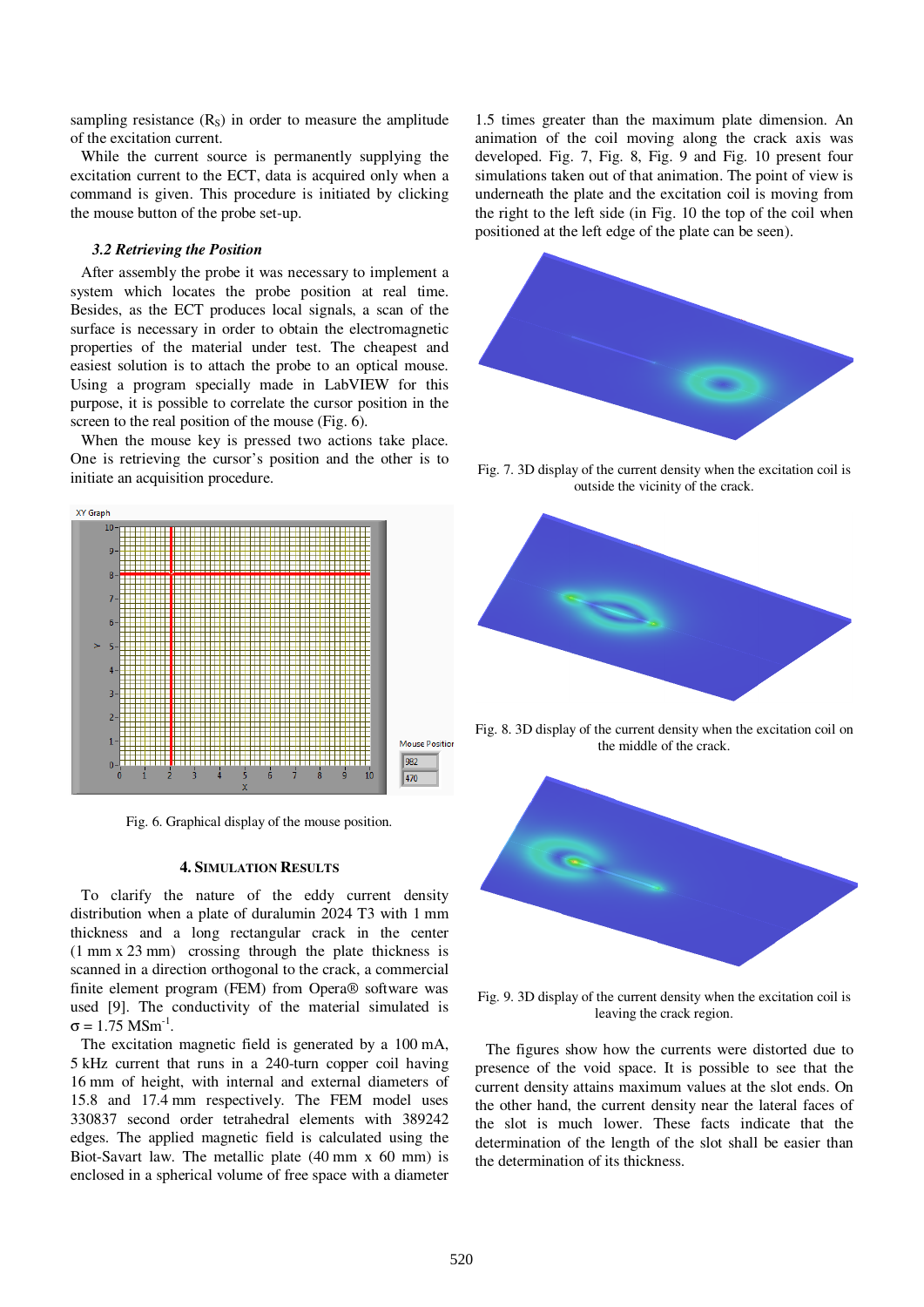sampling resistance ($R_S$) in order to measure the amplitude of the excitation current.

While the current source is permanently supplying the excitation current to the ECT, data is acquired only when a command is given. This procedure is initiated by clicking the mouse button of the probe set-up.

### *3.2 Retrieving the Position*

After assembly the probe it was necessary to implement a system which locates the probe position at real time. Besides, as the ECT produces local signals, a scan of the surface is necessary in order to obtain the electromagnetic properties of the material under test. The cheapest and easiest solution is to attach the probe to an optical mouse. Using a program specially made in LabVIEW for this purpose, it is possible to correlate the cursor position in the screen to the real position of the mouse (Fig. 6).

When the mouse key is pressed two actions take place. One is retrieving the cursor's position and the other is to initiate an acquisition procedure.

Fig. 6. Graphical display of the mouse position.

## 4. Simulation Results

To clarify the nature of the eddy current density distribution when a plate of duralumin 2024 T3 with 1 mm thickness and a long rectangular crack in the center (1 mm x 23 mm) crossing through the plate thickness is scanned in a direction orthogonal to the crack, a commercial finite element program (FEM) from Opera® software was used [9]. The conductivity of the material simulated is $\sigma = 1.75$ $MSm^{-1}$.

The excitation magnetic field is generated by a 100 mA, 5 kHz current that runs in a 240-turn copper coil having 16 mm of height, with internal and external diameters of 15.8 and 17.4 mm respectively. The FEM model uses 330837 second order tetrahedral elements with 389242 edges. The applied magnetic field is calculated using the Biot-Savart law. The metallic plate (40 mm x 60 mm) is enclosed in a spherical volume of free space with a diameter 1.5 times greater than the maximum plate dimension. An animation of the coil moving along the crack axis was developed. Fig. 7, Fig. 8, Fig. 9 and Fig. 10 present four simulations taken out of that animation. The point of view is underneath the plate and the excitation coil is moving from the right to the left side (in Fig. 10 the top of the coil when positioned at the left edge of the plate can be seen).

Fig. 7. 3D display of the current density when the excitation coil is outside the vicinity of the crack.

Fig. 8. 3D display of the current density when the excitation coil on the middle of the crack.

Fig. 9. 3D display of the current density when the excitation coil is leaving the crack region.

The figures show how the currents were distorted due to presence of the void space. It is possible to see that the current density attains maximum values at the slot ends. On the other hand, the current density near the lateral faces of the slot is much lower. These facts indicate that the determination of the length of the slot shall be easier than the determination of its thickness.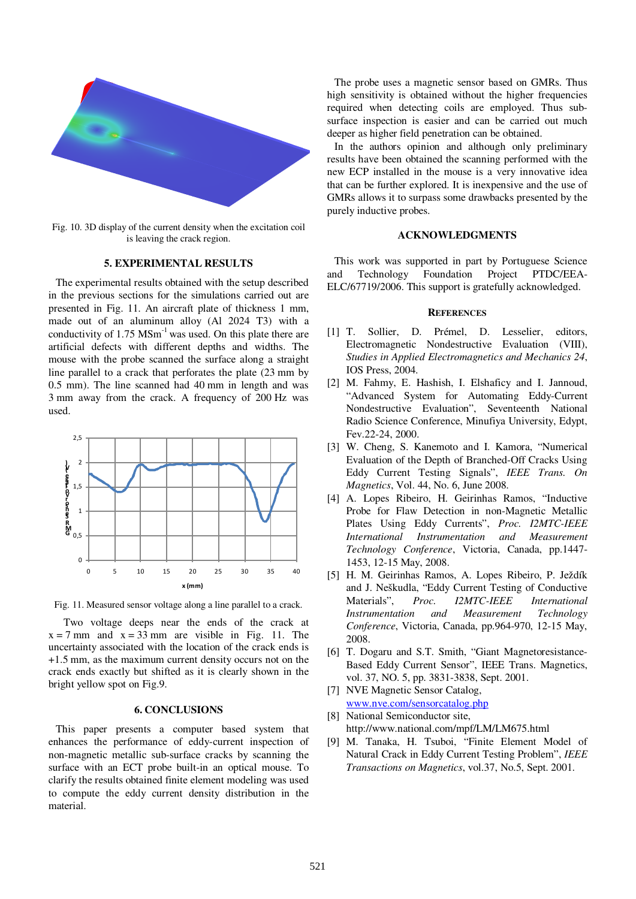Fig. 10. 3D display of the current density when the excitation coil is leaving the crack region.

## 5. EXPERIMENTAL RESULTS

The experimental results obtained with the setup described in the previous sections for the simulations carried out are presented in Fig. 11. An aircraft plate of thickness 1 mm, made out of an aluminum alloy (Al 2024 T3) with a conductivity of 1.75 MSm$^{-1}$ was used. On this plate there are artificial defects with different depths and widths. The mouse with the probe scanned the surface along a straight line parallel to a crack that perforates the plate (23 mm by 0.5 mm). The line scanned had 40 mm in length and was 3 mm away from the crack. A frequency of 200 Hz was used.

GMR sensor (V)

2,5
2
1,5
1
0,5
0

0 5 10 15 20 25 30 35 40

x (mm)

Fig. 11. Measured sensor voltage along a line parallel to a crack.

Two voltage deeps near the ends of the crack at x = 7 mm and x = 33 mm are visible in Fig. 11. The uncertainty associated with the location of the crack ends is +1.5 mm, as the maximum current density occurs not on the crack ends exactly but shifted as it is clearly shown in the bright yellow spot on Fig.9.

## 6. CONCLUSIONS

This paper presents a computer based system that enhances the performance of eddy-current inspection of non-magnetic metallic sub-surface cracks by scanning the surface with an ECT probe built-in an optical mouse. To clarify the results obtained finite element modeling was used to compute the eddy current density distribution in the material.

The probe uses a magnetic sensor based on GMRs. Thus high sensitivity is obtained without the higher frequencies required when detecting coils are employed. Thus sub-surface inspection is easier and can be carried out much deeper as higher field penetration can be obtained.

In the authors opinion and although only preliminary results have been obtained the scanning performed with the new ECP installed in the mouse is a very innovative idea that can be further explored. It is inexpensive and the use of GMRs allows it to surpass some drawbacks presented by the purely inductive probes.

## ACKNOWLEDGMENTS

This work was supported in part by Portuguese Science and Technology Foundation Project PTDC/EEA-ELC/67719/2006. This support is gratefully acknowledged.

## REFERENCES

[1] T. Sollier, D. Prémel, D. Lesselier, editors, Electromagnetic Nondestructive Evaluation (VIII), *Studies in Applied Electromagnetics and Mechanics 24*, IOS Press, 2004.

[2] M. Fahmy, E. Hashish, I. Elshaficy and I. Jannoud, "Advanced System for Automating Eddy-Current Nondestructive Evaluation", Seventeenth National Radio Science Conference, Minufiya University, Edypt, Fev.22-24, 2000.

[3] W. Cheng, S. Kanemoto and I. Kamora, "Numerical Evaluation of the Depth of Branched-Off Cracks Using Eddy Current Testing Signals", *IEEE Trans. On Magnetics*, Vol. 44, No. 6, June 2008.

[4] A. Lopes Ribeiro, H. Geirinhas Ramos, "Inductive Probe for Flaw Detection in non-Magnetic Metallic Plates Using Eddy Currents", *Proc. I2MTC-IEEE International Instrumentation and Measurement Technology Conference*, Victoria, Canada, pp.1447-1453, 12-15 May, 2008.

[5] H. M. Geirinhas Ramos, A. Lopes Ribeiro, P. Ježdík and J. Neškudla, "Eddy Current Testing of Conductive Materials", *Proc. I2MTC-IEEE International Instrumentation and Measurement Technology Conference*, Victoria, Canada, pp.964-970, 12-15 May, 2008.

[6] T. Dogaru and S.T. Smith, "Giant Magnetoresistance-Based Eddy Current Sensor", IEEE Trans. Magnetics, vol. 37, NO. 5, pp. 3831-3838, Sept. 2001.

[7] NVE Magnetic Sensor Catalog, www.nve.com/sensorcatalog.php

[8] National Semiconductor site, http://www.national.com/mpf/LM/LM675.html

[9] M. Tanaka, H. Tsuboi, "Finite Element Model of Natural Crack in Eddy Current Testing Problem", *IEEE Transactions on Magnetics*, vol.37, No.5, Sept. 2001.